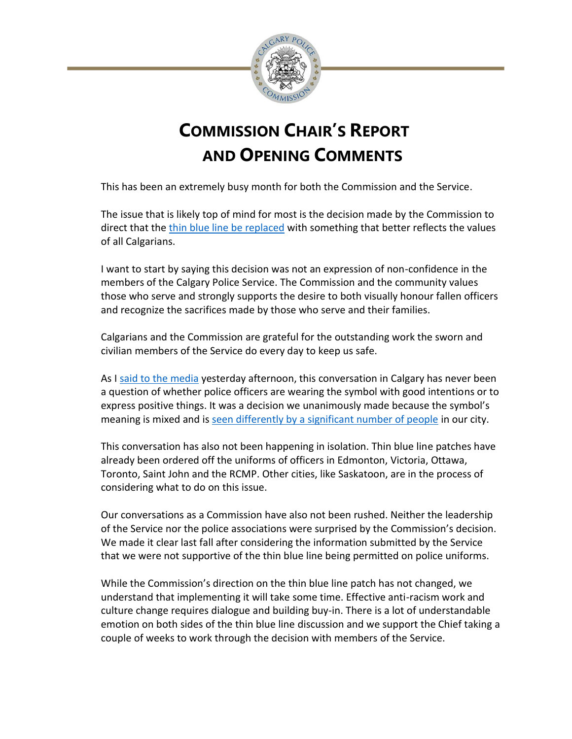# Commission Chair's Report and Opening Comments

This has been an extremely busy month for both the Commission and the Service.

The issue that is likely top of mind for most is the decision made by the Commission to direct that the thin blue line be replaced with something that better reflects the values of all Calgarians.

I want to start by saying this decision was not an expression of non-confidence in the members of the Calgary Police Service. The Commission and the community values those who serve and strongly supports the desire to both visually honour fallen officers and recognize the sacrifices made by those who serve and their families.

Calgarians and the Commission are grateful for the outstanding work the sworn and civilian members of the Service do every day to keep us safe.

As I said to the media yesterday afternoon, this conversation in Calgary has never been a question of whether police officers are wearing the symbol with good intentions or to express positive things. It was a decision we unanimously made because the symbol's meaning is mixed and is seen differently by a significant number of people in our city.

This conversation has also not been happening in isolation. Thin blue line patches have already been ordered off the uniforms of officers in Edmonton, Victoria, Ottawa, Toronto, Saint John and the RCMP. Other cities, like Saskatoon, are in the process of considering what to do on this issue.

Our conversations as a Commission have also not been rushed. Neither the leadership of the Service nor the police associations were surprised by the Commission's decision. We made it clear last fall after considering the information submitted by the Service that we were not supportive of the thin blue line being permitted on police uniforms.

While the Commission's direction on the thin blue line patch has not changed, we understand that implementing it will take some time. Effective anti-racism work and culture change requires dialogue and building buy-in. There is a lot of understandable emotion on both sides of the thin blue line discussion and we support the Chief taking a couple of weeks to work through the decision with members of the Service.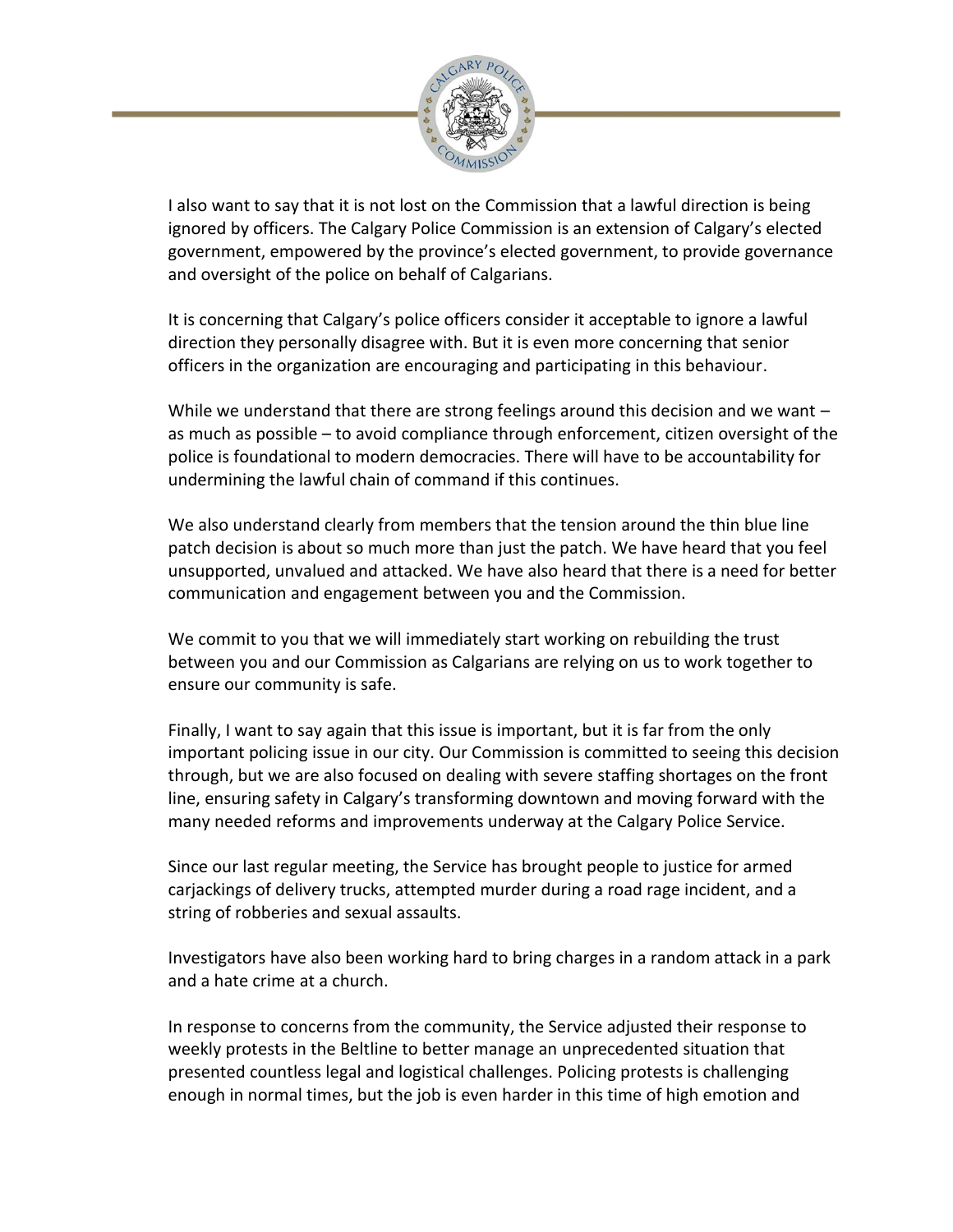I also want to say that it is not lost on the Commission that a lawful direction is being ignored by officers. The Calgary Police Commission is an extension of Calgary's elected government, empowered by the province's elected government, to provide governance and oversight of the police on behalf of Calgarians.

It is concerning that Calgary's police officers consider it acceptable to ignore a lawful direction they personally disagree with. But it is even more concerning that senior officers in the organization are encouraging and participating in this behaviour.

While we understand that there are strong feelings around this decision and we want – as much as possible – to avoid compliance through enforcement, citizen oversight of the police is foundational to modern democracies. There will have to be accountability for undermining the lawful chain of command if this continues.

We also understand clearly from members that the tension around the thin blue line patch decision is about so much more than just the patch. We have heard that you feel unsupported, unvalued and attacked. We have also heard that there is a need for better communication and engagement between you and the Commission.

We commit to you that we will immediately start working on rebuilding the trust between you and our Commission as Calgarians are relying on us to work together to ensure our community is safe.

Finally, I want to say again that this issue is important, but it is far from the only important policing issue in our city. Our Commission is committed to seeing this decision through, but we are also focused on dealing with severe staffing shortages on the front line, ensuring safety in Calgary's transforming downtown and moving forward with the many needed reforms and improvements underway at the Calgary Police Service.

Since our last regular meeting, the Service has brought people to justice for armed carjackings of delivery trucks, attempted murder during a road rage incident, and a string of robberies and sexual assaults.

Investigators have also been working hard to bring charges in a random attack in a park and a hate crime at a church.

In response to concerns from the community, the Service adjusted their response to weekly protests in the Beltline to better manage an unprecedented situation that presented countless legal and logistical challenges. Policing protests is challenging enough in normal times, but the job is even harder in this time of high emotion and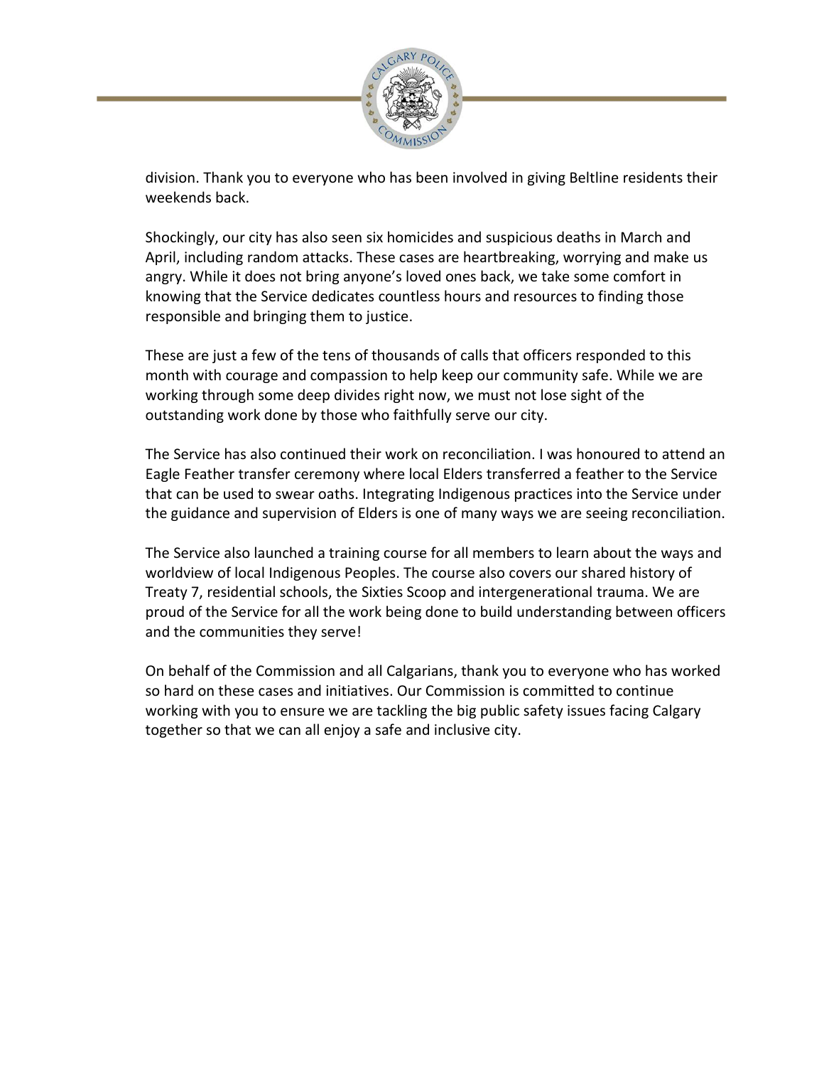division. Thank you to everyone who has been involved in giving Beltline residents their weekends back.

Shockingly, our city has also seen six homicides and suspicious deaths in March and April, including random attacks. These cases are heartbreaking, worrying and make us angry. While it does not bring anyone's loved ones back, we take some comfort in knowing that the Service dedicates countless hours and resources to finding those responsible and bringing them to justice.

These are just a few of the tens of thousands of calls that officers responded to this month with courage and compassion to help keep our community safe. While we are working through some deep divides right now, we must not lose sight of the outstanding work done by those who faithfully serve our city.

The Service has also continued their work on reconciliation. I was honoured to attend an Eagle Feather transfer ceremony where local Elders transferred a feather to the Service that can be used to swear oaths. Integrating Indigenous practices into the Service under the guidance and supervision of Elders is one of many ways we are seeing reconciliation.

The Service also launched a training course for all members to learn about the ways and worldview of local Indigenous Peoples. The course also covers our shared history of Treaty 7, residential schools, the Sixties Scoop and intergenerational trauma. We are proud of the Service for all the work being done to build understanding between officers and the communities they serve!

On behalf of the Commission and all Calgarians, thank you to everyone who has worked so hard on these cases and initiatives. Our Commission is committed to continue working with you to ensure we are tackling the big public safety issues facing Calgary together so that we can all enjoy a safe and inclusive city.